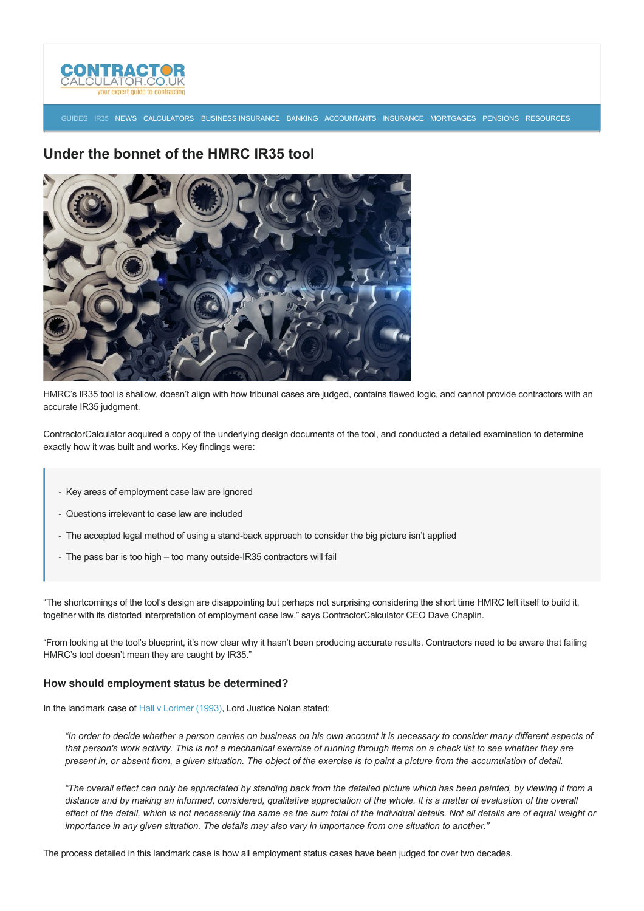# Under the bonnet of the HMRC IR35 tool

HMRC's IR35 tool is shallow, doesn't align with how tribunal cases are judged, contains flawed logic, and cannot provide contractors with an accurate IR35 judgment.

ContractorCalculator acquired a copy of the underlying design documents of the tool, and conducted a detailed examination to determine exactly how it was built and works. Key findings were:

> - Key areas of employment case law are ignored
> - Questions irrelevant to case law are included
> - The accepted legal method of using a stand-back approach to consider the big picture isn't applied
> - The pass bar is too high – too many outside-IR35 contractors will fail

"The shortcomings of the tool's design are disappointing but perhaps not surprising considering the short time HMRC left itself to build it, together with its distorted interpretation of employment case law," says ContractorCalculator CEO Dave Chaplin.

"From looking at the tool's blueprint, it's now clear why it hasn't been producing accurate results. Contractors need to be aware that failing HMRC's tool doesn't mean they are caught by IR35."

### How should employment status be determined?

In the landmark case of Hall v Lorimer (1993), Lord Justice Nolan stated:

> *"In order to decide whether a person carries on business on his own account it is necessary to consider many different aspects of that person's work activity. This is not a mechanical exercise of running through items on a check list to see whether they are present in, or absent from, a given situation. The object of the exercise is to paint a picture from the accumulation of detail.*
>
> *"The overall effect can only be appreciated by standing back from the detailed picture which has been painted, by viewing it from a distance and by making an informed, considered, qualitative appreciation of the whole. It is a matter of evaluation of the overall effect of the detail, which is not necessarily the same as the sum total of the individual details. Not all details are of equal weight or importance in any given situation. The details may also vary in importance from one situation to another."*

The process detailed in this landmark case is how all employment status cases have been judged for over two decades.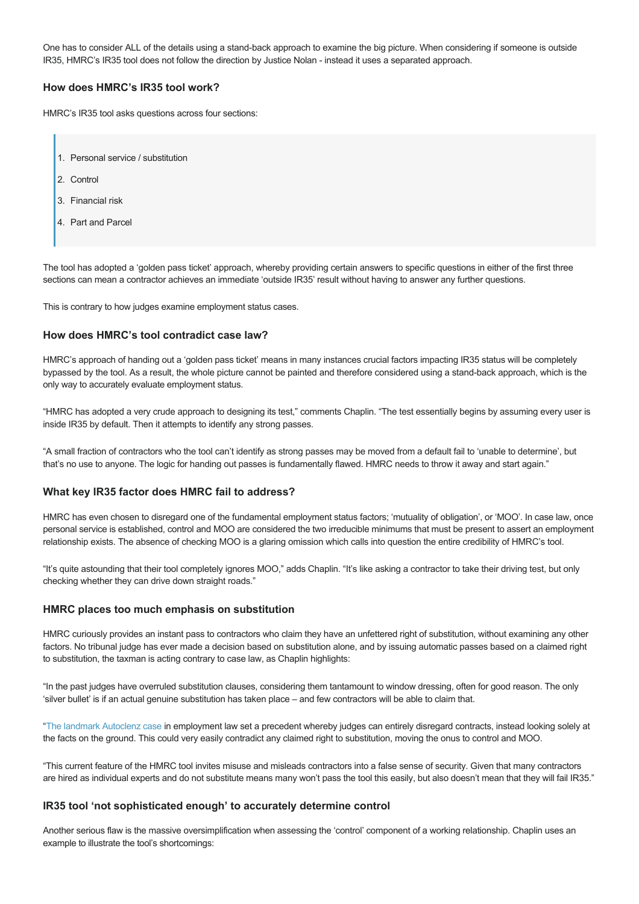One has to consider ALL of the details using a stand-back approach to examine the big picture. When considering if someone is outside IR35, HMRC's IR35 tool does not follow the direction by Justice Nolan - instead it uses a separated approach.

### How does HMRC's IR35 tool work?

HMRC's IR35 tool asks questions across four sections:

> 1. Personal service / substitution
> 2. Control
> 3. Financial risk
> 4. Part and Parcel

The tool has adopted a 'golden pass ticket' approach, whereby providing certain answers to specific questions in either of the first three sections can mean a contractor achieves an immediate 'outside IR35' result without having to answer any further questions.

This is contrary to how judges examine employment status cases.

### How does HMRC's tool contradict case law?

HMRC's approach of handing out a 'golden pass ticket' means in many instances crucial factors impacting IR35 status will be completely bypassed by the tool. As a result, the whole picture cannot be painted and therefore considered using a stand-back approach, which is the only way to accurately evaluate employment status.

"HMRC has adopted a very crude approach to designing its test," comments Chaplin. "The test essentially begins by assuming every user is inside IR35 by default. Then it attempts to identify any strong passes.

"A small fraction of contractors who the tool can't identify as strong passes may be moved from a default fail to 'unable to determine', but that's no use to anyone. The logic for handing out passes is fundamentally flawed. HMRC needs to throw it away and start again."

### What key IR35 factor does HMRC fail to address?

HMRC has even chosen to disregard one of the fundamental employment status factors; 'mutuality of obligation', or 'MOO'. In case law, once personal service is established, control and MOO are considered the two irreducible minimums that must be present to assert an employment relationship exists. The absence of checking MOO is a glaring omission which calls into question the entire credibility of HMRC's tool.

"It's quite astounding that their tool completely ignores MOO," adds Chaplin. "It's like asking a contractor to take their driving test, but only checking whether they can drive down straight roads."

### HMRC places too much emphasis on substitution

HMRC curiously provides an instant pass to contractors who claim they have an unfettered right of substitution, without examining any other factors. No tribunal judge has ever made a decision based on substitution alone, and by issuing automatic passes based on a claimed right to substitution, the taxman is acting contrary to case law, as Chaplin highlights:

"In the past judges have overruled substitution clauses, considering them tantamount to window dressing, often for good reason. The only 'silver bullet' is if an actual genuine substitution has taken place – and few contractors will be able to claim that.

"The landmark Autoclenz case in employment law set a precedent whereby judges can entirely disregard contracts, instead looking solely at the facts on the ground. This could very easily contradict any claimed right to substitution, moving the onus to control and MOO.

"This current feature of the HMRC tool invites misuse and misleads contractors into a false sense of security. Given that many contractors are hired as individual experts and do not substitute means many won't pass the tool this easily, but also doesn't mean that they will fail IR35."

### IR35 tool 'not sophisticated enough' to accurately determine control

Another serious flaw is the massive oversimplification when assessing the 'control' component of a working relationship. Chaplin uses an example to illustrate the tool's shortcomings: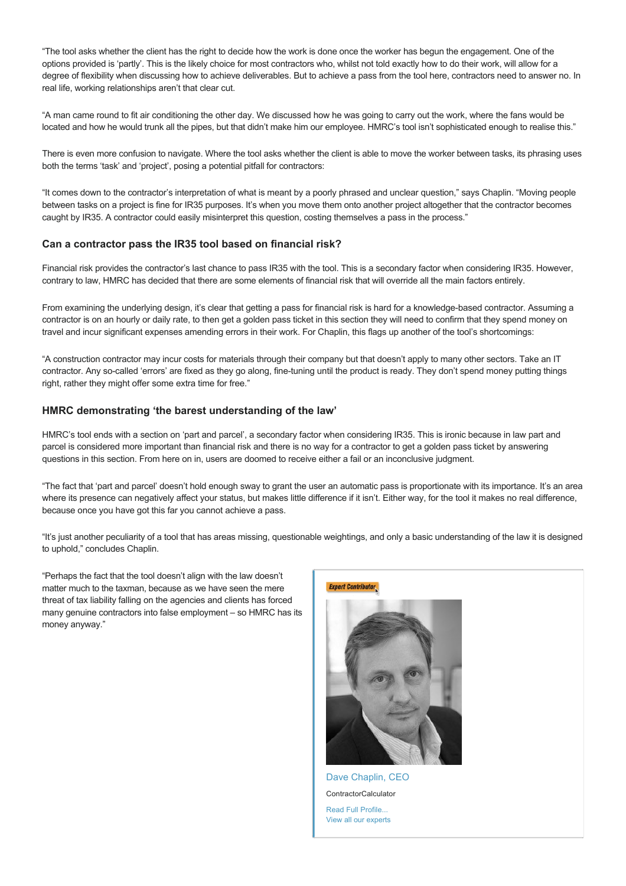"The tool asks whether the client has the right to decide how the work is done once the worker has begun the engagement. One of the options provided is 'partly'. This is the likely choice for most contractors who, whilst not told exactly how to do their work, will allow for a degree of flexibility when discussing how to achieve deliverables. But to achieve a pass from the tool here, contractors need to answer no. In real life, working relationships aren't that clear cut.

"A man came round to fit air conditioning the other day. We discussed how he was going to carry out the work, where the fans would be located and how he would trunk all the pipes, but that didn't make him our employee. HMRC's tool isn't sophisticated enough to realise this."

There is even more confusion to navigate. Where the tool asks whether the client is able to move the worker between tasks, its phrasing uses both the terms 'task' and 'project', posing a potential pitfall for contractors:

"It comes down to the contractor's interpretation of what is meant by a poorly phrased and unclear question," says Chaplin. "Moving people between tasks on a project is fine for IR35 purposes. It's when you move them onto another project altogether that the contractor becomes caught by IR35. A contractor could easily misinterpret this question, costing themselves a pass in the process."

### Can a contractor pass the IR35 tool based on financial risk?

Financial risk provides the contractor's last chance to pass IR35 with the tool. This is a secondary factor when considering IR35. However, contrary to law, HMRC has decided that there are some elements of financial risk that will override all the main factors entirely.

From examining the underlying design, it's clear that getting a pass for financial risk is hard for a knowledge-based contractor. Assuming a contractor is on an hourly or daily rate, to then get a golden pass ticket in this section they will need to confirm that they spend money on travel and incur significant expenses amending errors in their work. For Chaplin, this flags up another of the tool's shortcomings:

"A construction contractor may incur costs for materials through their company but that doesn't apply to many other sectors. Take an IT contractor. Any so-called 'errors' are fixed as they go along, fine-tuning until the product is ready. They don't spend money putting things right, rather they might offer some extra time for free."

### HMRC demonstrating 'the barest understanding of the law'

HMRC's tool ends with a section on 'part and parcel', a secondary factor when considering IR35. This is ironic because in law part and parcel is considered more important than financial risk and there is no way for a contractor to get a golden pass ticket by answering questions in this section. From here on in, users are doomed to receive either a fail or an inconclusive judgment.

"The fact that 'part and parcel' doesn't hold enough sway to grant the user an automatic pass is proportionate with its importance. It's an area where its presence can negatively affect your status, but makes little difference if it isn't. Either way, for the tool it makes no real difference, because once you have got this far you cannot achieve a pass.

"It's just another peculiarity of a tool that has areas missing, questionable weightings, and only a basic understanding of the law it is designed to uphold," concludes Chaplin.

"Perhaps the fact that the tool doesn't align with the law doesn't matter much to the taxman, because as we have seen the mere threat of tax liability falling on the agencies and clients has forced many genuine contractors into false employment – so HMRC has its money anyway."

Expert Contributor

Dave Chaplin, CEO

ContractorCalculator

Read Full Profile...

View all our experts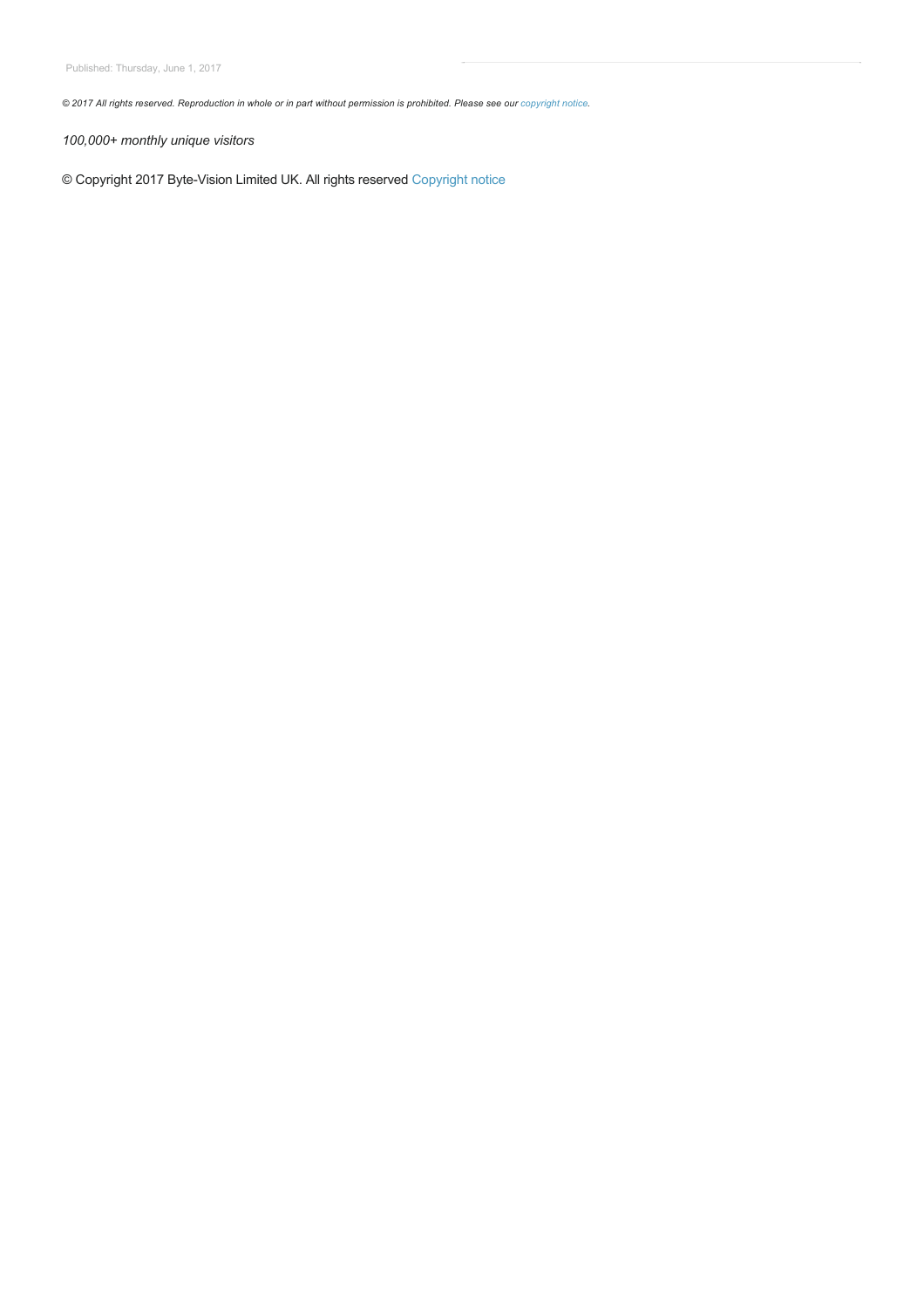Published: Thursday, June 1, 2017

*© 2017 All rights reserved. Reproduction in whole or in part without permission is prohibited. Please see our copyright notice.*

*100,000+ monthly unique visitors*

© Copyright 2017 Byte-Vision Limited UK. All rights reserved Copyright notice